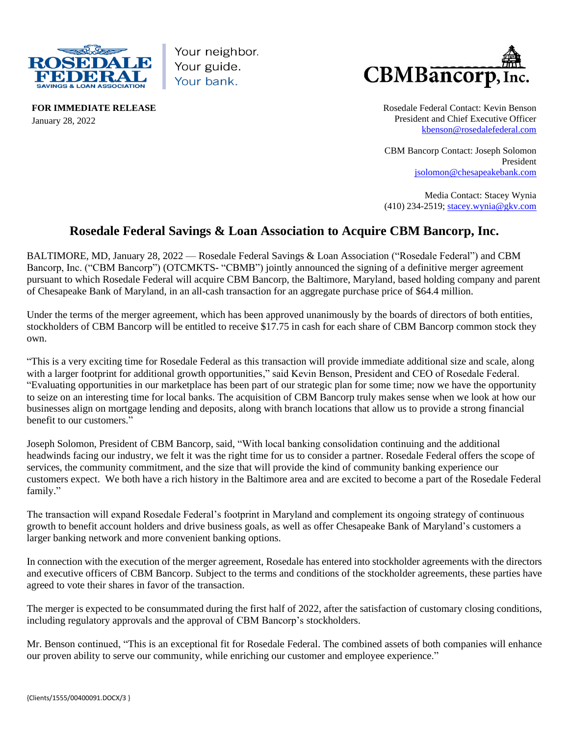**ROSEDALE FEDERAL** SAVINGS & LOAN ASSOCIATION

Your neighbor.
Your guide.
Your bank.

**CBMBancorp, Inc.**

**FOR IMMEDIATE RELEASE**
January 28, 2022

Rosedale Federal Contact: Kevin Benson
President and Chief Executive Officer
kbenson@rosedalefederal.com

CBM Bancorp Contact: Joseph Solomon
President
jsolomon@chesapeakebank.com

Media Contact: Stacey Wynia
(410) 234-2519; stacey.wynia@gkv.com

## Rosedale Federal Savings & Loan Association to Acquire CBM Bancorp, Inc.

BALTIMORE, MD, January 28, 2022 — Rosedale Federal Savings & Loan Association ("Rosedale Federal") and CBM Bancorp, Inc. ("CBM Bancorp") (OTCMKTS- "CBMB") jointly announced the signing of a definitive merger agreement pursuant to which Rosedale Federal will acquire CBM Bancorp, the Baltimore, Maryland, based holding company and parent of Chesapeake Bank of Maryland, in an all-cash transaction for an aggregate purchase price of $64.4 million.

Under the terms of the merger agreement, which has been approved unanimously by the boards of directors of both entities, stockholders of CBM Bancorp will be entitled to receive $17.75 in cash for each share of CBM Bancorp common stock they own.

"This is a very exciting time for Rosedale Federal as this transaction will provide immediate additional size and scale, along with a larger footprint for additional growth opportunities," said Kevin Benson, President and CEO of Rosedale Federal. "Evaluating opportunities in our marketplace has been part of our strategic plan for some time; now we have the opportunity to seize on an interesting time for local banks. The acquisition of CBM Bancorp truly makes sense when we look at how our businesses align on mortgage lending and deposits, along with branch locations that allow us to provide a strong financial benefit to our customers."

Joseph Solomon, President of CBM Bancorp, said, "With local banking consolidation continuing and the additional headwinds facing our industry, we felt it was the right time for us to consider a partner. Rosedale Federal offers the scope of services, the community commitment, and the size that will provide the kind of community banking experience our customers expect. We both have a rich history in the Baltimore area and are excited to become a part of the Rosedale Federal family."

The transaction will expand Rosedale Federal's footprint in Maryland and complement its ongoing strategy of continuous growth to benefit account holders and drive business goals, as well as offer Chesapeake Bank of Maryland's customers a larger banking network and more convenient banking options.

In connection with the execution of the merger agreement, Rosedale has entered into stockholder agreements with the directors and executive officers of CBM Bancorp. Subject to the terms and conditions of the stockholder agreements, these parties have agreed to vote their shares in favor of the transaction.

The merger is expected to be consummated during the first half of 2022, after the satisfaction of customary closing conditions, including regulatory approvals and the approval of CBM Bancorp's stockholders.

Mr. Benson continued, "This is an exceptional fit for Rosedale Federal. The combined assets of both companies will enhance our proven ability to serve our community, while enriching our customer and employee experience."

{Clients/1555/00400091.DOCX/3 }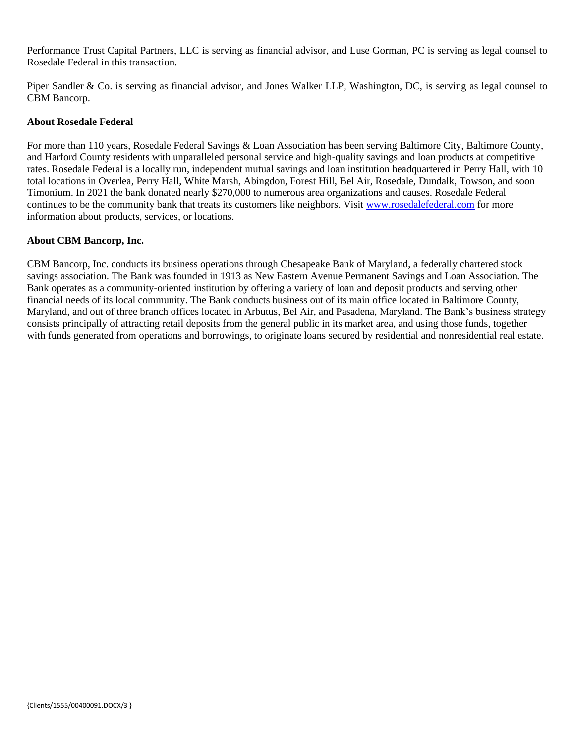Performance Trust Capital Partners, LLC is serving as financial advisor, and Luse Gorman, PC is serving as legal counsel to Rosedale Federal in this transaction.

Piper Sandler & Co. is serving as financial advisor, and Jones Walker LLP, Washington, DC, is serving as legal counsel to CBM Bancorp.

**About Rosedale Federal**

For more than 110 years, Rosedale Federal Savings & Loan Association has been serving Baltimore City, Baltimore County, and Harford County residents with unparalleled personal service and high-quality savings and loan products at competitive rates. Rosedale Federal is a locally run, independent mutual savings and loan institution headquartered in Perry Hall, with 10 total locations in Overlea, Perry Hall, White Marsh, Abingdon, Forest Hill, Bel Air, Rosedale, Dundalk, Towson, and soon Timonium. In 2021 the bank donated nearly $270,000 to numerous area organizations and causes. Rosedale Federal continues to be the community bank that treats its customers like neighbors. Visit [www.rosedalefederal.com](www.rosedalefederal.com) for more information about products, services, or locations.

**About CBM Bancorp, Inc.**

CBM Bancorp, Inc. conducts its business operations through Chesapeake Bank of Maryland, a federally chartered stock savings association. The Bank was founded in 1913 as New Eastern Avenue Permanent Savings and Loan Association. The Bank operates as a community-oriented institution by offering a variety of loan and deposit products and serving other financial needs of its local community. The Bank conducts business out of its main office located in Baltimore County, Maryland, and out of three branch offices located in Arbutus, Bel Air, and Pasadena, Maryland. The Bank's business strategy consists principally of attracting retail deposits from the general public in its market area, and using those funds, together with funds generated from operations and borrowings, to originate loans secured by residential and nonresidential real estate.

{Clients/1555/00400091.DOCX/3 }